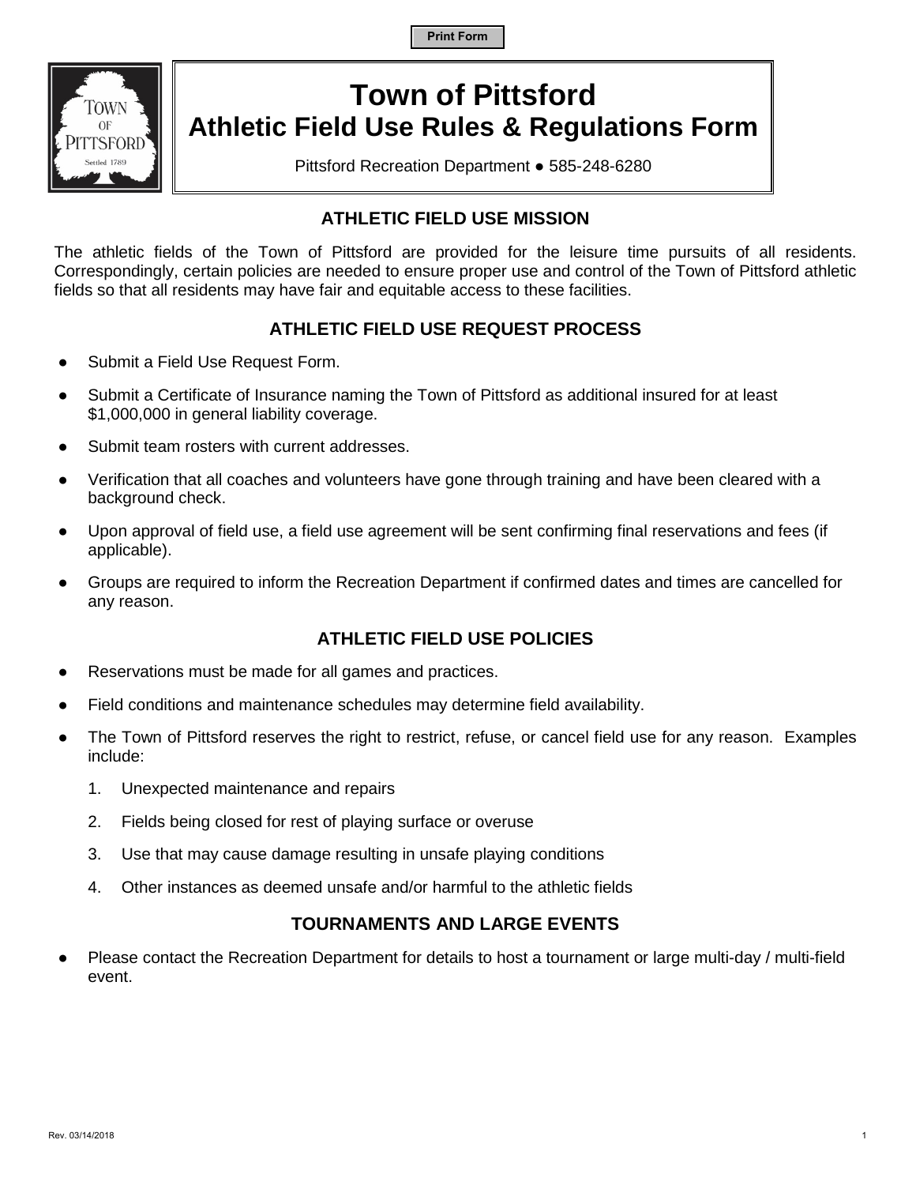# Town of Pittsford
# Athletic Field Use Rules & Regulations Form

Pittsford Recreation Department ● 585-248-6280

## ATHLETIC FIELD USE MISSION

The athletic fields of the Town of Pittsford are provided for the leisure time pursuits of all residents. Correspondingly, certain policies are needed to ensure proper use and control of the Town of Pittsford athletic fields so that all residents may have fair and equitable access to these facilities.

## ATHLETIC FIELD USE REQUEST PROCESS

- Submit a Field Use Request Form.
- Submit a Certificate of Insurance naming the Town of Pittsford as additional insured for at least $1,000,000 in general liability coverage.
- Submit team rosters with current addresses.
- Verification that all coaches and volunteers have gone through training and have been cleared with a background check.
- Upon approval of field use, a field use agreement will be sent confirming final reservations and fees (if applicable).
- Groups are required to inform the Recreation Department if confirmed dates and times are cancelled for any reason.

## ATHLETIC FIELD USE POLICIES

- Reservations must be made for all games and practices.
- Field conditions and maintenance schedules may determine field availability.
- The Town of Pittsford reserves the right to restrict, refuse, or cancel field use for any reason. Examples include:
  1. Unexpected maintenance and repairs
  2. Fields being closed for rest of playing surface or overuse
  3. Use that may cause damage resulting in unsafe playing conditions
  4. Other instances as deemed unsafe and/or harmful to the athletic fields

## TOURNAMENTS AND LARGE EVENTS

- Please contact the Recreation Department for details to host a tournament or large multi-day / multi-field event.

Rev. 03/14/2018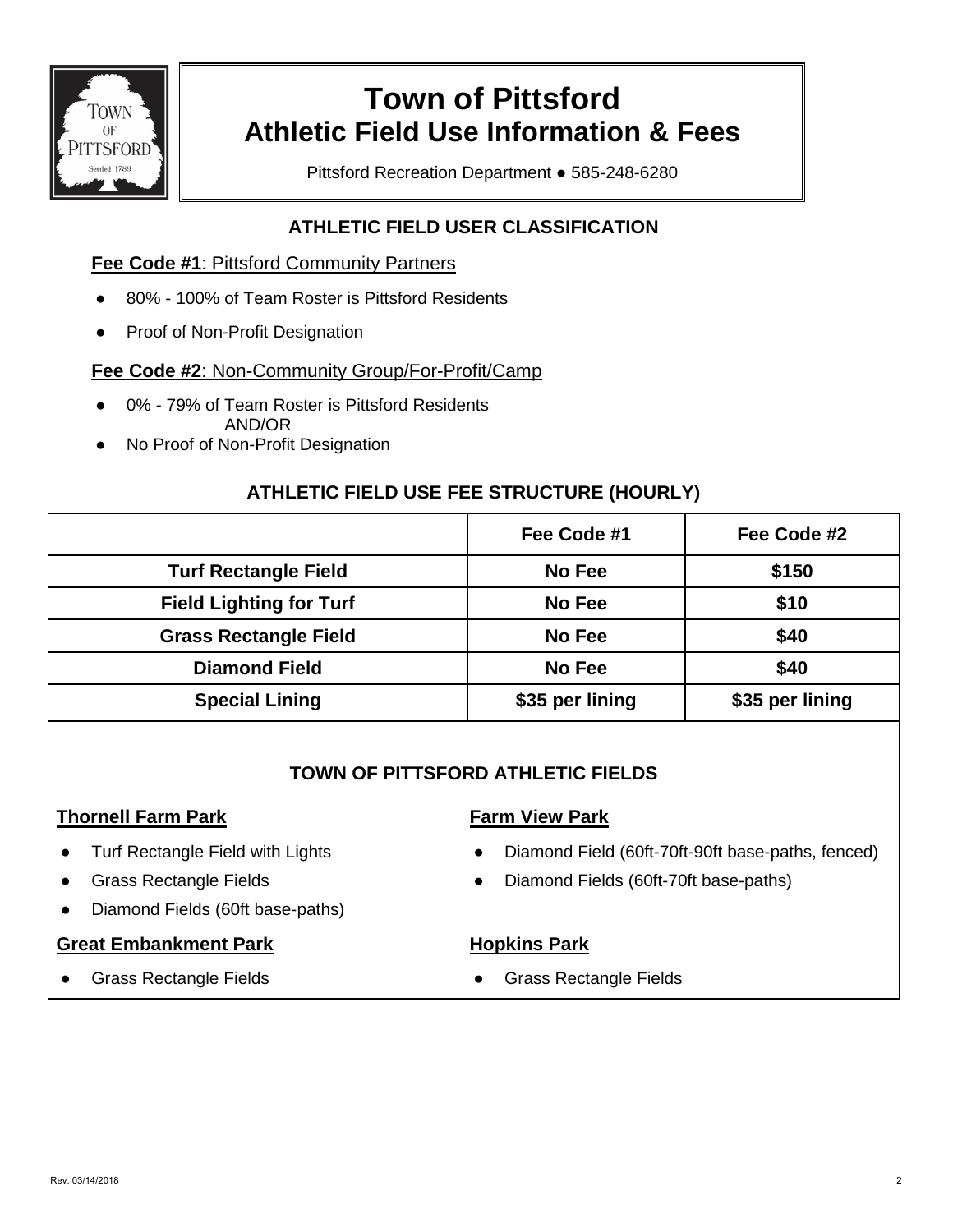# Town of Pittsford
## Athletic Field Use Information & Fees

Pittsford Recreation Department ● 585-248-6280

### ATHLETIC FIELD USER CLASSIFICATION

**Fee Code #1**: Pittsford Community Partners

- 80% - 100% of Team Roster is Pittsford Residents
- Proof of Non-Profit Designation

**Fee Code #2**: Non-Community Group/For-Profit/Camp

- 0% - 79% of Team Roster is Pittsford Residents
  AND/OR
- No Proof of Non-Profit Designation

### ATHLETIC FIELD USE FEE STRUCTURE (HOURLY)

| | Fee Code #1 | Fee Code #2 |
|---|---|---|
| **Turf Rectangle Field** | **No Fee** | **$150** |
| **Field Lighting for Turf** | **No Fee** | **$10** |
| **Grass Rectangle Field** | **No Fee** | **$40** |
| **Diamond Field** | **No Fee** | **$40** |
| **Special Lining** | **$35 per lining** | **$35 per lining** |

### TOWN OF PITTSFORD ATHLETIC FIELDS

**Thornell Farm Park**

- Turf Rectangle Field with Lights
- Grass Rectangle Fields
- Diamond Fields (60ft base-paths)

**Great Embankment Park**

- Grass Rectangle Fields

**Farm View Park**

- Diamond Field (60ft-70ft-90ft base-paths, fenced)
- Diamond Fields (60ft-70ft base-paths)

**Hopkins Park**

- Grass Rectangle Fields

Rev. 03/14/2018